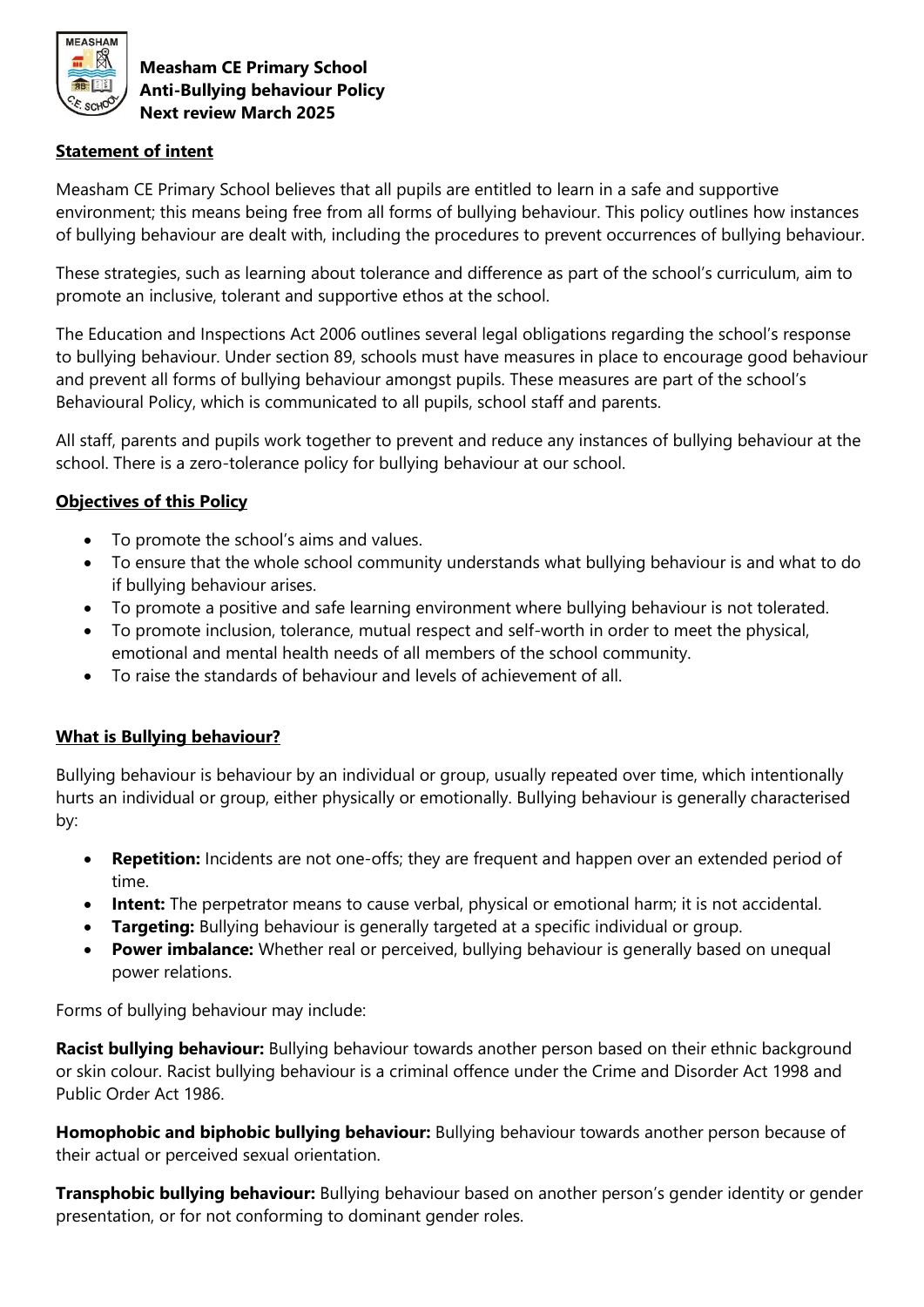**Measham CE Primary School**
**Anti-Bullying behaviour Policy**
**Next review March 2025**

## Statement of intent

Measham CE Primary School believes that all pupils are entitled to learn in a safe and supportive environment; this means being free from all forms of bullying behaviour. This policy outlines how instances of bullying behaviour are dealt with, including the procedures to prevent occurrences of bullying behaviour.

These strategies, such as learning about tolerance and difference as part of the school's curriculum, aim to promote an inclusive, tolerant and supportive ethos at the school.

The Education and Inspections Act 2006 outlines several legal obligations regarding the school's response to bullying behaviour. Under section 89, schools must have measures in place to encourage good behaviour and prevent all forms of bullying behaviour amongst pupils. These measures are part of the school's Behavioural Policy, which is communicated to all pupils, school staff and parents.

All staff, parents and pupils work together to prevent and reduce any instances of bullying behaviour at the school. There is a zero-tolerance policy for bullying behaviour at our school.

## Objectives of this Policy

- To promote the school's aims and values.
- To ensure that the whole school community understands what bullying behaviour is and what to do if bullying behaviour arises.
- To promote a positive and safe learning environment where bullying behaviour is not tolerated.
- To promote inclusion, tolerance, mutual respect and self-worth in order to meet the physical, emotional and mental health needs of all members of the school community.
- To raise the standards of behaviour and levels of achievement of all.

## What is Bullying behaviour?

Bullying behaviour is behaviour by an individual or group, usually repeated over time, which intentionally hurts an individual or group, either physically or emotionally. Bullying behaviour is generally characterised by:

- **Repetition:** Incidents are not one-offs; they are frequent and happen over an extended period of time.
- **Intent:** The perpetrator means to cause verbal, physical or emotional harm; it is not accidental.
- **Targeting:** Bullying behaviour is generally targeted at a specific individual or group.
- **Power imbalance:** Whether real or perceived, bullying behaviour is generally based on unequal power relations.

Forms of bullying behaviour may include:

**Racist bullying behaviour:** Bullying behaviour towards another person based on their ethnic background or skin colour. Racist bullying behaviour is a criminal offence under the Crime and Disorder Act 1998 and Public Order Act 1986.

**Homophobic and biphobic bullying behaviour:** Bullying behaviour towards another person because of their actual or perceived sexual orientation.

**Transphobic bullying behaviour:** Bullying behaviour based on another person's gender identity or gender presentation, or for not conforming to dominant gender roles.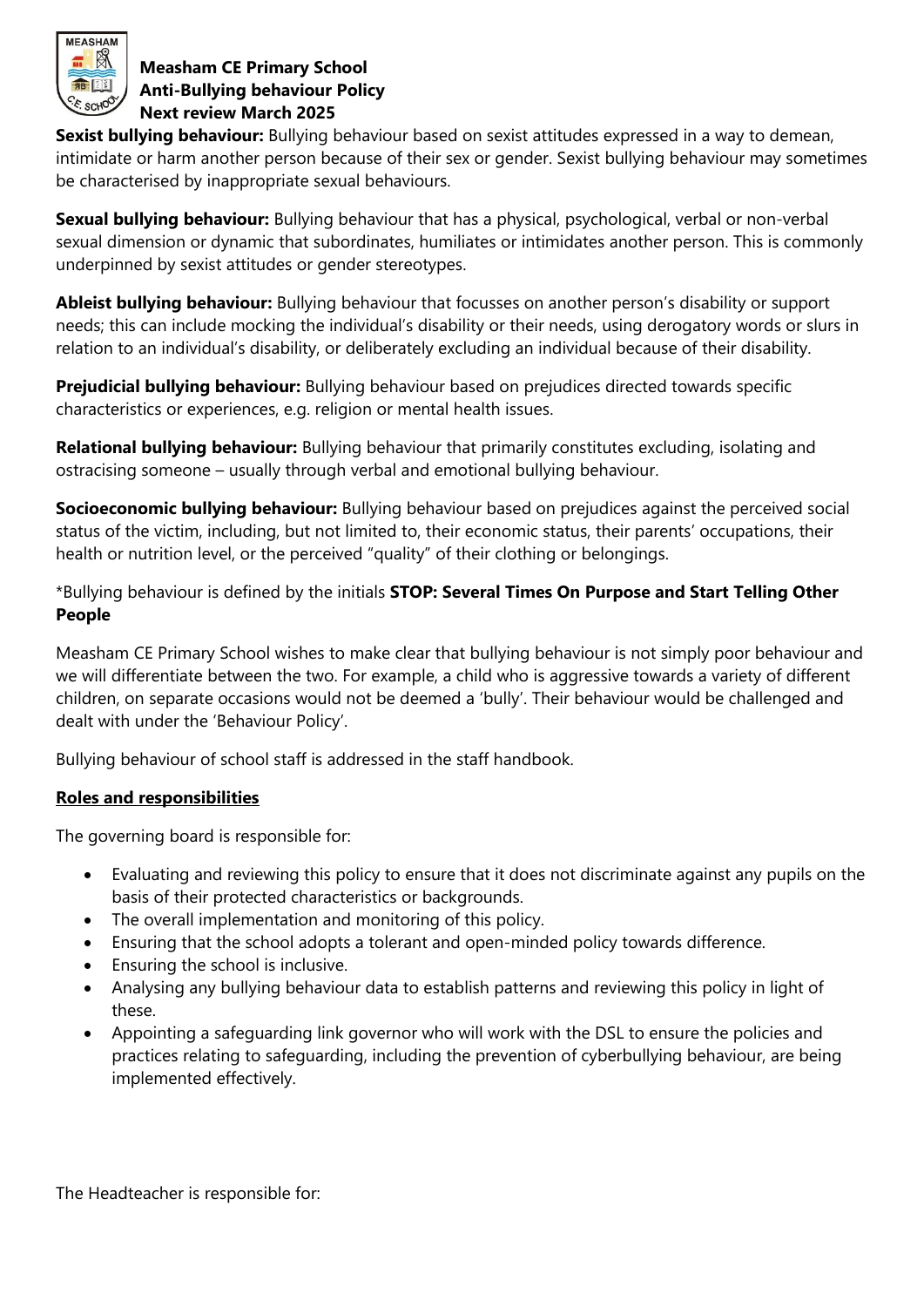**Sexist bullying behaviour:** Bullying behaviour based on sexist attitudes expressed in a way to demean, intimidate or harm another person because of their sex or gender. Sexist bullying behaviour may sometimes be characterised by inappropriate sexual behaviours.

**Sexual bullying behaviour:** Bullying behaviour that has a physical, psychological, verbal or non-verbal sexual dimension or dynamic that subordinates, humiliates or intimidates another person. This is commonly underpinned by sexist attitudes or gender stereotypes.

**Ableist bullying behaviour:** Bullying behaviour that focusses on another person's disability or support needs; this can include mocking the individual's disability or their needs, using derogatory words or slurs in relation to an individual's disability, or deliberately excluding an individual because of their disability.

**Prejudicial bullying behaviour:** Bullying behaviour based on prejudices directed towards specific characteristics or experiences, e.g. religion or mental health issues.

**Relational bullying behaviour:** Bullying behaviour that primarily constitutes excluding, isolating and ostracising someone – usually through verbal and emotional bullying behaviour.

**Socioeconomic bullying behaviour:** Bullying behaviour based on prejudices against the perceived social status of the victim, including, but not limited to, their economic status, their parents' occupations, their health or nutrition level, or the perceived "quality" of their clothing or belongings.

*Bullying behaviour is defined by the initials **STOP: Several Times On Purpose and Start Telling Other People**

Measham CE Primary School wishes to make clear that bullying behaviour is not simply poor behaviour and we will differentiate between the two. For example, a child who is aggressive towards a variety of different children, on separate occasions would not be deemed a 'bully'. Their behaviour would be challenged and dealt with under the 'Behaviour Policy'.

Bullying behaviour of school staff is addressed in the staff handbook.

## Roles and responsibilities

The governing board is responsible for:

- Evaluating and reviewing this policy to ensure that it does not discriminate against any pupils on the basis of their protected characteristics or backgrounds.
- The overall implementation and monitoring of this policy.
- Ensuring that the school adopts a tolerant and open-minded policy towards difference.
- Ensuring the school is inclusive.
- Analysing any bullying behaviour data to establish patterns and reviewing this policy in light of these.
- Appointing a safeguarding link governor who will work with the DSL to ensure the policies and practices relating to safeguarding, including the prevention of cyberbullying behaviour, are being implemented effectively.

The Headteacher is responsible for: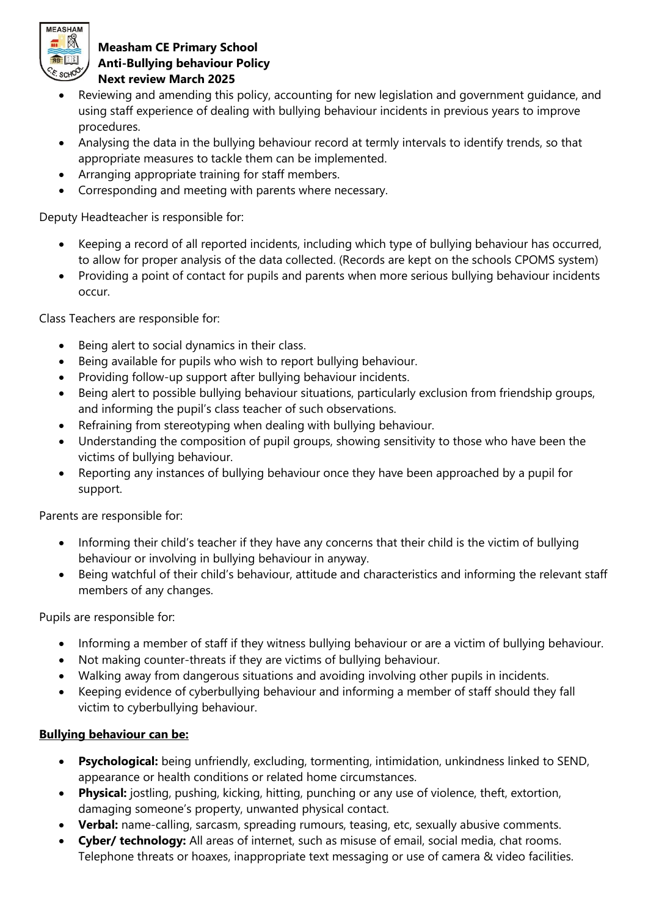- Reviewing and amending this policy, accounting for new legislation and government guidance, and using staff experience of dealing with bullying behaviour incidents in previous years to improve procedures.
- Analysing the data in the bullying behaviour record at termly intervals to identify trends, so that appropriate measures to tackle them can be implemented.
- Arranging appropriate training for staff members.
- Corresponding and meeting with parents where necessary.

Deputy Headteacher is responsible for:

- Keeping a record of all reported incidents, including which type of bullying behaviour has occurred, to allow for proper analysis of the data collected. (Records are kept on the schools CPOMS system)
- Providing a point of contact for pupils and parents when more serious bullying behaviour incidents occur.

Class Teachers are responsible for:

- Being alert to social dynamics in their class.
- Being available for pupils who wish to report bullying behaviour.
- Providing follow-up support after bullying behaviour incidents.
- Being alert to possible bullying behaviour situations, particularly exclusion from friendship groups, and informing the pupil's class teacher of such observations.
- Refraining from stereotyping when dealing with bullying behaviour.
- Understanding the composition of pupil groups, showing sensitivity to those who have been the victims of bullying behaviour.
- Reporting any instances of bullying behaviour once they have been approached by a pupil for support.

Parents are responsible for:

- Informing their child's teacher if they have any concerns that their child is the victim of bullying behaviour or involving in bullying behaviour in anyway.
- Being watchful of their child's behaviour, attitude and characteristics and informing the relevant staff members of any changes.

Pupils are responsible for:

- Informing a member of staff if they witness bullying behaviour or are a victim of bullying behaviour.
- Not making counter-threats if they are victims of bullying behaviour.
- Walking away from dangerous situations and avoiding involving other pupils in incidents.
- Keeping evidence of cyberbullying behaviour and informing a member of staff should they fall victim to cyberbullying behaviour.

**Bullying behaviour can be:**

- **Psychological:** being unfriendly, excluding, tormenting, intimidation, unkindness linked to SEND, appearance or health conditions or related home circumstances.
- **Physical:** jostling, pushing, kicking, hitting, punching or any use of violence, theft, extortion, damaging someone's property, unwanted physical contact.
- **Verbal:** name-calling, sarcasm, spreading rumours, teasing, etc, sexually abusive comments.
- **Cyber/ technology:** All areas of internet, such as misuse of email, social media, chat rooms. Telephone threats or hoaxes, inappropriate text messaging or use of camera & video facilities.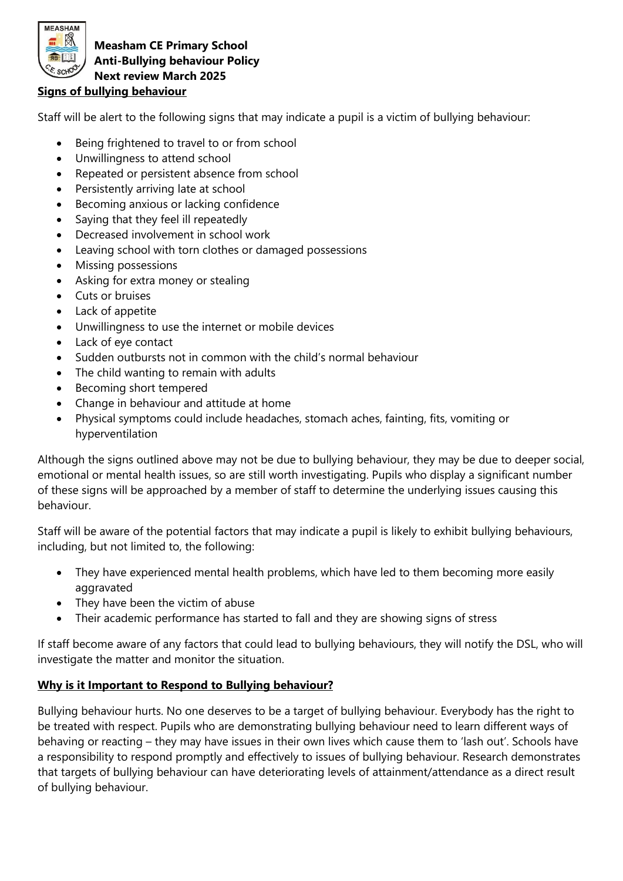## Signs of bullying behaviour

Staff will be alert to the following signs that may indicate a pupil is a victim of bullying behaviour:

- Being frightened to travel to or from school
- Unwillingness to attend school
- Repeated or persistent absence from school
- Persistently arriving late at school
- Becoming anxious or lacking confidence
- Saying that they feel ill repeatedly
- Decreased involvement in school work
- Leaving school with torn clothes or damaged possessions
- Missing possessions
- Asking for extra money or stealing
- Cuts or bruises
- Lack of appetite
- Unwillingness to use the internet or mobile devices
- Lack of eye contact
- Sudden outbursts not in common with the child's normal behaviour
- The child wanting to remain with adults
- Becoming short tempered
- Change in behaviour and attitude at home
- Physical symptoms could include headaches, stomach aches, fainting, fits, vomiting or hyperventilation

Although the signs outlined above may not be due to bullying behaviour, they may be due to deeper social, emotional or mental health issues, so are still worth investigating. Pupils who display a significant number of these signs will be approached by a member of staff to determine the underlying issues causing this behaviour.

Staff will be aware of the potential factors that may indicate a pupil is likely to exhibit bullying behaviours, including, but not limited to, the following:

- They have experienced mental health problems, which have led to them becoming more easily aggravated
- They have been the victim of abuse
- Their academic performance has started to fall and they are showing signs of stress

If staff become aware of any factors that could lead to bullying behaviours, they will notify the DSL, who will investigate the matter and monitor the situation.

## Why is it Important to Respond to Bullying behaviour?

Bullying behaviour hurts. No one deserves to be a target of bullying behaviour. Everybody has the right to be treated with respect. Pupils who are demonstrating bullying behaviour need to learn different ways of behaving or reacting – they may have issues in their own lives which cause them to 'lash out'. Schools have a responsibility to respond promptly and effectively to issues of bullying behaviour. Research demonstrates that targets of bullying behaviour can have deteriorating levels of attainment/attendance as a direct result of bullying behaviour.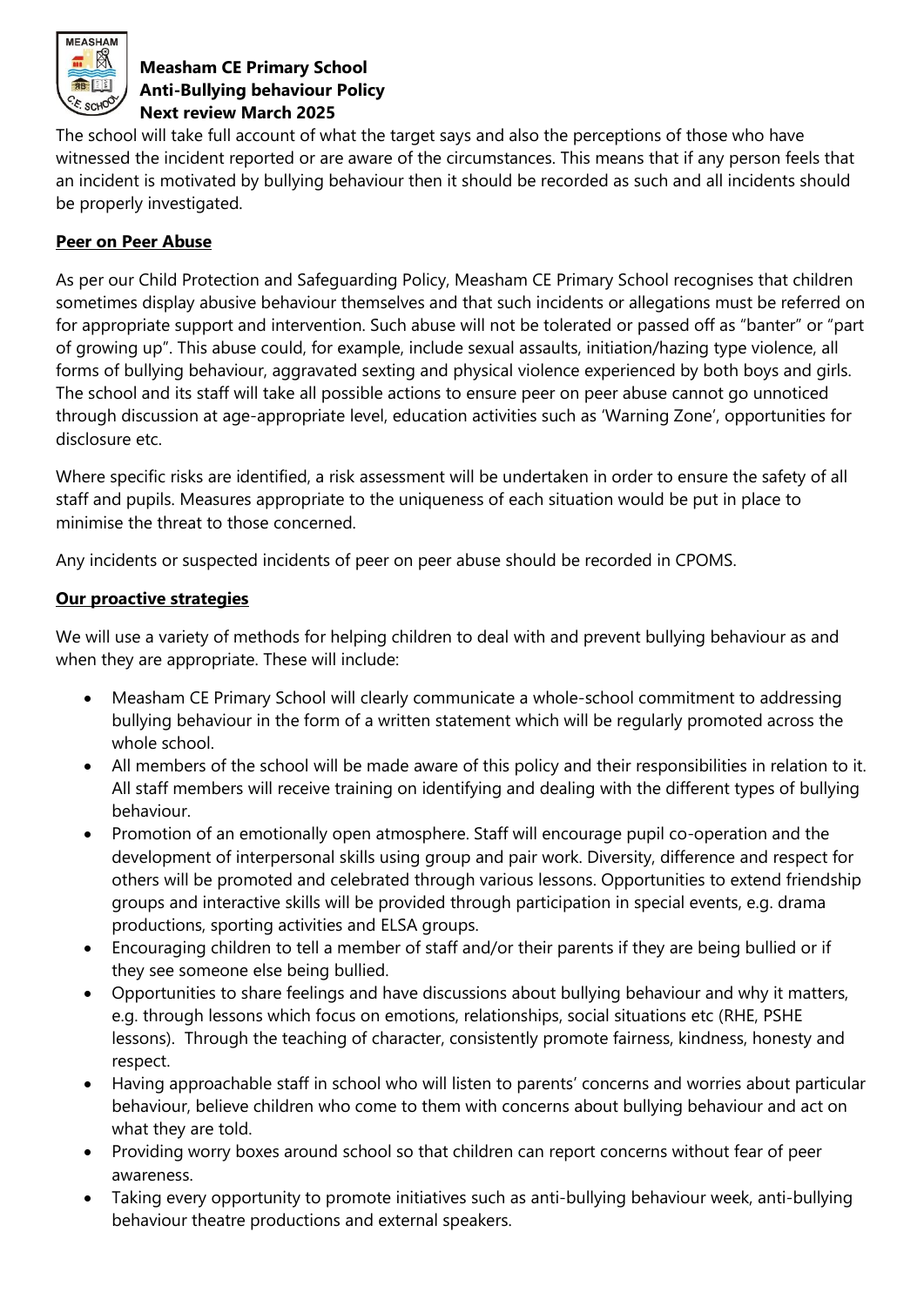The school will take full account of what the target says and also the perceptions of those who have witnessed the incident reported or are aware of the circumstances. This means that if any person feels that an incident is motivated by bullying behaviour then it should be recorded as such and all incidents should be properly investigated.

**Peer on Peer Abuse**

As per our Child Protection and Safeguarding Policy, Measham CE Primary School recognises that children sometimes display abusive behaviour themselves and that such incidents or allegations must be referred on for appropriate support and intervention. Such abuse will not be tolerated or passed off as "banter" or "part of growing up". This abuse could, for example, include sexual assaults, initiation/hazing type violence, all forms of bullying behaviour, aggravated sexting and physical violence experienced by both boys and girls. The school and its staff will take all possible actions to ensure peer on peer abuse cannot go unnoticed through discussion at age-appropriate level, education activities such as 'Warning Zone', opportunities for disclosure etc.

Where specific risks are identified, a risk assessment will be undertaken in order to ensure the safety of all staff and pupils. Measures appropriate to the uniqueness of each situation would be put in place to minimise the threat to those concerned.

Any incidents or suspected incidents of peer on peer abuse should be recorded in CPOMS.

**Our proactive strategies**

We will use a variety of methods for helping children to deal with and prevent bullying behaviour as and when they are appropriate. These will include:

- Measham CE Primary School will clearly communicate a whole-school commitment to addressing bullying behaviour in the form of a written statement which will be regularly promoted across the whole school.
- All members of the school will be made aware of this policy and their responsibilities in relation to it. All staff members will receive training on identifying and dealing with the different types of bullying behaviour.
- Promotion of an emotionally open atmosphere. Staff will encourage pupil co-operation and the development of interpersonal skills using group and pair work. Diversity, difference and respect for others will be promoted and celebrated through various lessons. Opportunities to extend friendship groups and interactive skills will be provided through participation in special events, e.g. drama productions, sporting activities and ELSA groups.
- Encouraging children to tell a member of staff and/or their parents if they are being bullied or if they see someone else being bullied.
- Opportunities to share feelings and have discussions about bullying behaviour and why it matters, e.g. through lessons which focus on emotions, relationships, social situations etc (RHE, PSHE lessons). Through the teaching of character, consistently promote fairness, kindness, honesty and respect.
- Having approachable staff in school who will listen to parents' concerns and worries about particular behaviour, believe children who come to them with concerns about bullying behaviour and act on what they are told.
- Providing worry boxes around school so that children can report concerns without fear of peer awareness.
- Taking every opportunity to promote initiatives such as anti-bullying behaviour week, anti-bullying behaviour theatre productions and external speakers.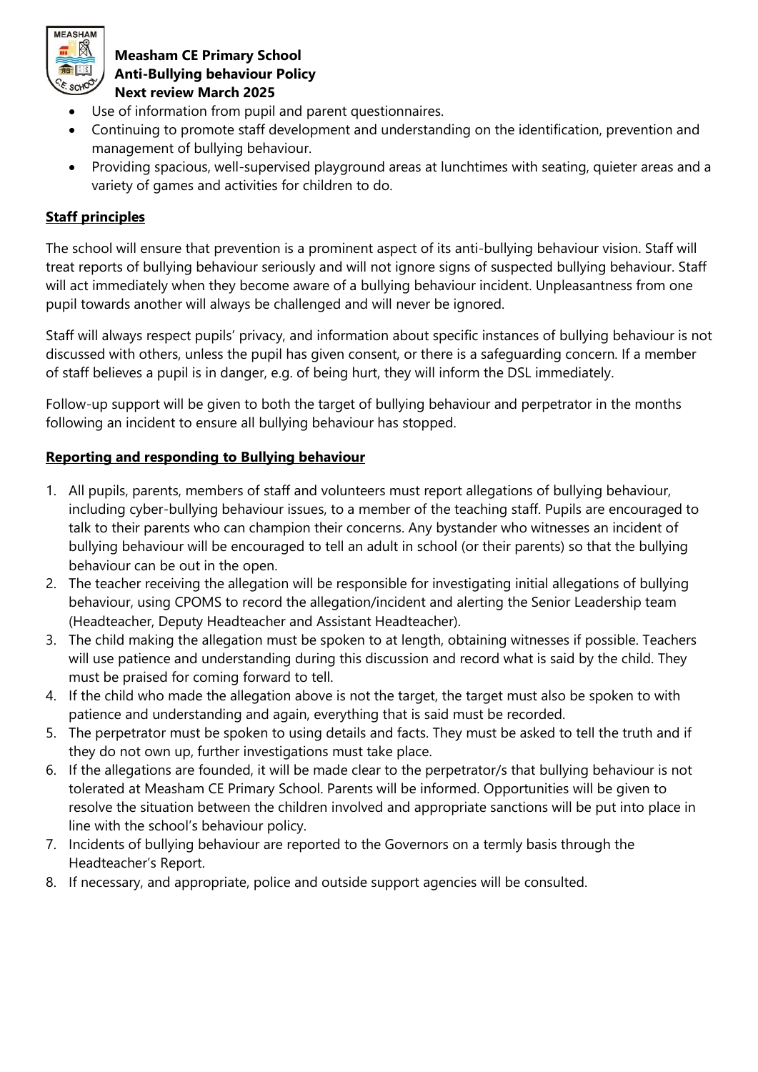- Use of information from pupil and parent questionnaires.
- Continuing to promote staff development and understanding on the identification, prevention and management of bullying behaviour.
- Providing spacious, well-supervised playground areas at lunchtimes with seating, quieter areas and a variety of games and activities for children to do.

**Staff principles**

The school will ensure that prevention is a prominent aspect of its anti-bullying behaviour vision. Staff will treat reports of bullying behaviour seriously and will not ignore signs of suspected bullying behaviour. Staff will act immediately when they become aware of a bullying behaviour incident. Unpleasantness from one pupil towards another will always be challenged and will never be ignored.

Staff will always respect pupils' privacy, and information about specific instances of bullying behaviour is not discussed with others, unless the pupil has given consent, or there is a safeguarding concern. If a member of staff believes a pupil is in danger, e.g. of being hurt, they will inform the DSL immediately.

Follow-up support will be given to both the target of bullying behaviour and perpetrator in the months following an incident to ensure all bullying behaviour has stopped.

**Reporting and responding to Bullying behaviour**

1. All pupils, parents, members of staff and volunteers must report allegations of bullying behaviour, including cyber-bullying behaviour issues, to a member of the teaching staff. Pupils are encouraged to talk to their parents who can champion their concerns. Any bystander who witnesses an incident of bullying behaviour will be encouraged to tell an adult in school (or their parents) so that the bullying behaviour can be out in the open.
2. The teacher receiving the allegation will be responsible for investigating initial allegations of bullying behaviour, using CPOMS to record the allegation/incident and alerting the Senior Leadership team (Headteacher, Deputy Headteacher and Assistant Headteacher).
3. The child making the allegation must be spoken to at length, obtaining witnesses if possible. Teachers will use patience and understanding during this discussion and record what is said by the child. They must be praised for coming forward to tell.
4. If the child who made the allegation above is not the target, the target must also be spoken to with patience and understanding and again, everything that is said must be recorded.
5. The perpetrator must be spoken to using details and facts. They must be asked to tell the truth and if they do not own up, further investigations must take place.
6. If the allegations are founded, it will be made clear to the perpetrator/s that bullying behaviour is not tolerated at Measham CE Primary School. Parents will be informed. Opportunities will be given to resolve the situation between the children involved and appropriate sanctions will be put into place in line with the school's behaviour policy.
7. Incidents of bullying behaviour are reported to the Governors on a termly basis through the Headteacher's Report.
8. If necessary, and appropriate, police and outside support agencies will be consulted.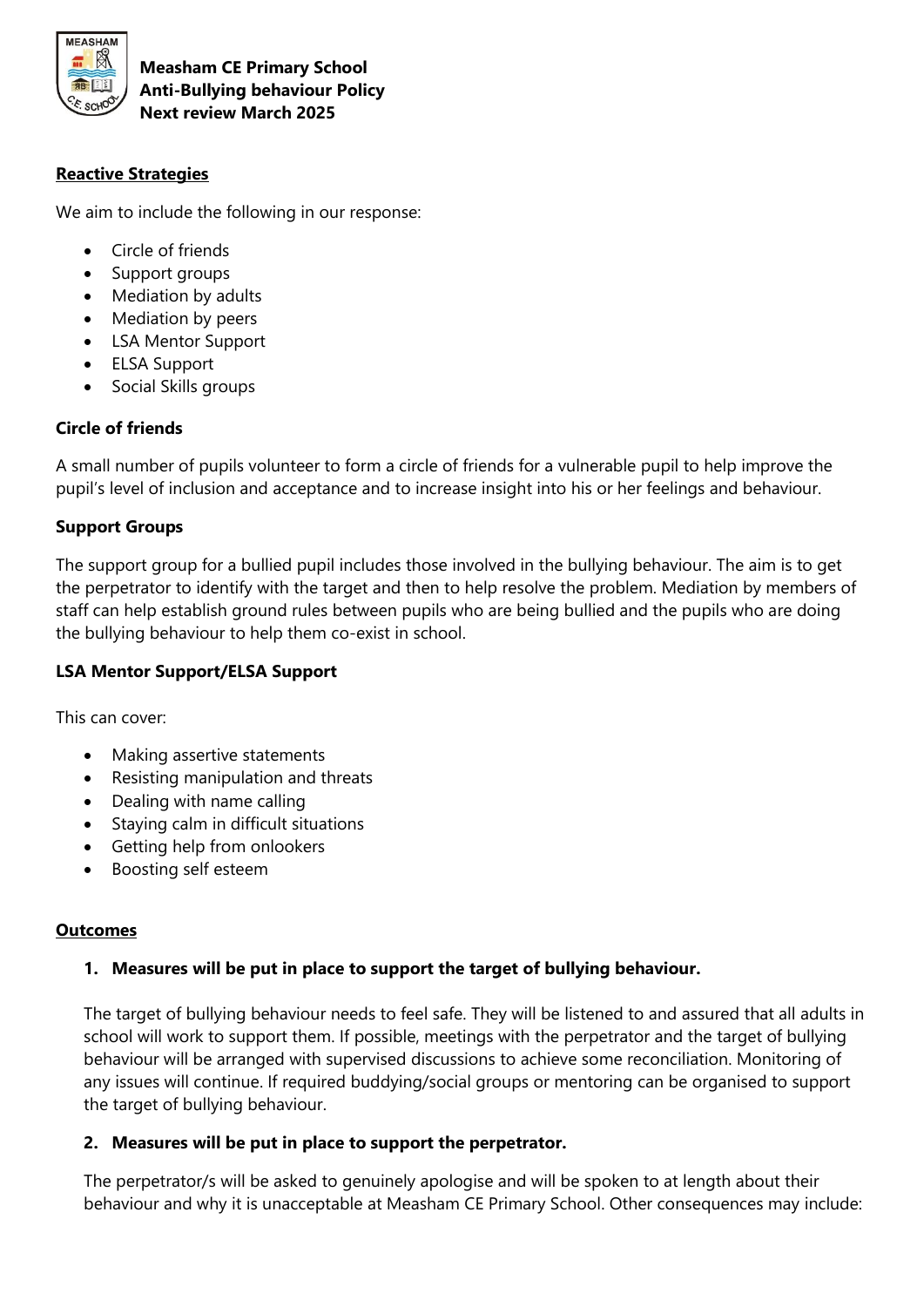## Reactive Strategies

We aim to include the following in our response:

- Circle of friends
- Support groups
- Mediation by adults
- Mediation by peers
- LSA Mentor Support
- ELSA Support
- Social Skills groups

### Circle of friends

A small number of pupils volunteer to form a circle of friends for a vulnerable pupil to help improve the pupil's level of inclusion and acceptance and to increase insight into his or her feelings and behaviour.

### Support Groups

The support group for a bullied pupil includes those involved in the bullying behaviour. The aim is to get the perpetrator to identify with the target and then to help resolve the problem. Mediation by members of staff can help establish ground rules between pupils who are being bullied and the pupils who are doing the bullying behaviour to help them co-exist in school.

### LSA Mentor Support/ELSA Support

This can cover:

- Making assertive statements
- Resisting manipulation and threats
- Dealing with name calling
- Staying calm in difficult situations
- Getting help from onlookers
- Boosting self esteem

## Outcomes

1. **Measures will be put in place to support the target of bullying behaviour.**

   The target of bullying behaviour needs to feel safe. They will be listened to and assured that all adults in school will work to support them. If possible, meetings with the perpetrator and the target of bullying behaviour will be arranged with supervised discussions to achieve some reconciliation. Monitoring of any issues will continue. If required buddying/social groups or mentoring can be organised to support the target of bullying behaviour.

2. **Measures will be put in place to support the perpetrator.**

   The perpetrator/s will be asked to genuinely apologise and will be spoken to at length about their behaviour and why it is unacceptable at Measham CE Primary School. Other consequences may include: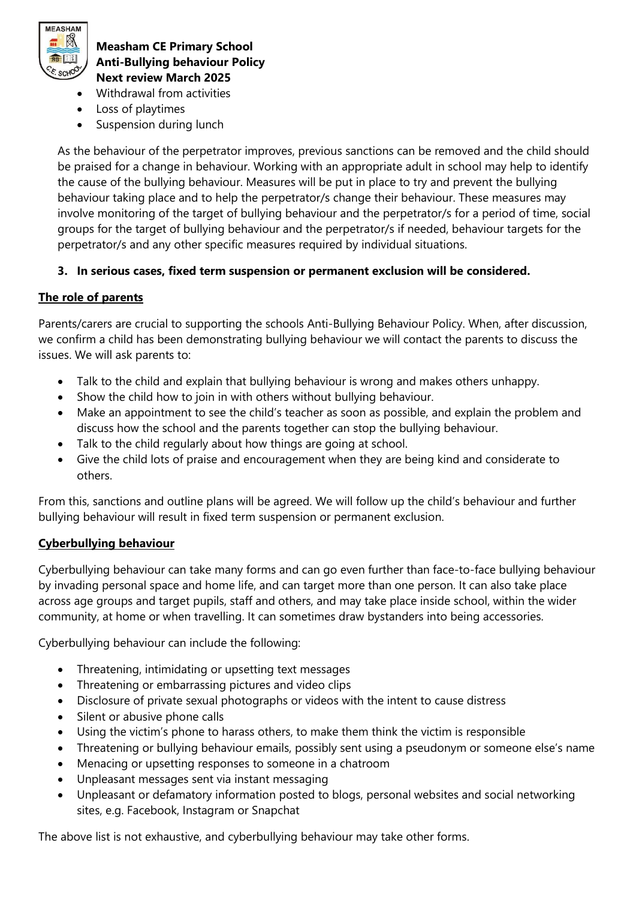- Withdrawal from activities
- Loss of playtimes
- Suspension during lunch

As the behaviour of the perpetrator improves, previous sanctions can be removed and the child should be praised for a change in behaviour. Working with an appropriate adult in school may help to identify the cause of the bullying behaviour. Measures will be put in place to try and prevent the bullying behaviour taking place and to help the perpetrator/s change their behaviour. These measures may involve monitoring of the target of bullying behaviour and the perpetrator/s for a period of time, social groups for the target of bullying behaviour and the perpetrator/s if needed, behaviour targets for the perpetrator/s and any other specific measures required by individual situations.

3. **In serious cases, fixed term suspension or permanent exclusion will be considered.**

## The role of parents

Parents/carers are crucial to supporting the schools Anti-Bullying Behaviour Policy. When, after discussion, we confirm a child has been demonstrating bullying behaviour we will contact the parents to discuss the issues. We will ask parents to:

- Talk to the child and explain that bullying behaviour is wrong and makes others unhappy.
- Show the child how to join in with others without bullying behaviour.
- Make an appointment to see the child's teacher as soon as possible, and explain the problem and discuss how the school and the parents together can stop the bullying behaviour.
- Talk to the child regularly about how things are going at school.
- Give the child lots of praise and encouragement when they are being kind and considerate to others.

From this, sanctions and outline plans will be agreed. We will follow up the child's behaviour and further bullying behaviour will result in fixed term suspension or permanent exclusion.

## Cyberbullying behaviour

Cyberbullying behaviour can take many forms and can go even further than face-to-face bullying behaviour by invading personal space and home life, and can target more than one person. It can also take place across age groups and target pupils, staff and others, and may take place inside school, within the wider community, at home or when travelling. It can sometimes draw bystanders into being accessories.

Cyberbullying behaviour can include the following:

- Threatening, intimidating or upsetting text messages
- Threatening or embarrassing pictures and video clips
- Disclosure of private sexual photographs or videos with the intent to cause distress
- Silent or abusive phone calls
- Using the victim's phone to harass others, to make them think the victim is responsible
- Threatening or bullying behaviour emails, possibly sent using a pseudonym or someone else's name
- Menacing or upsetting responses to someone in a chatroom
- Unpleasant messages sent via instant messaging
- Unpleasant or defamatory information posted to blogs, personal websites and social networking sites, e.g. Facebook, Instagram or Snapchat

The above list is not exhaustive, and cyberbullying behaviour may take other forms.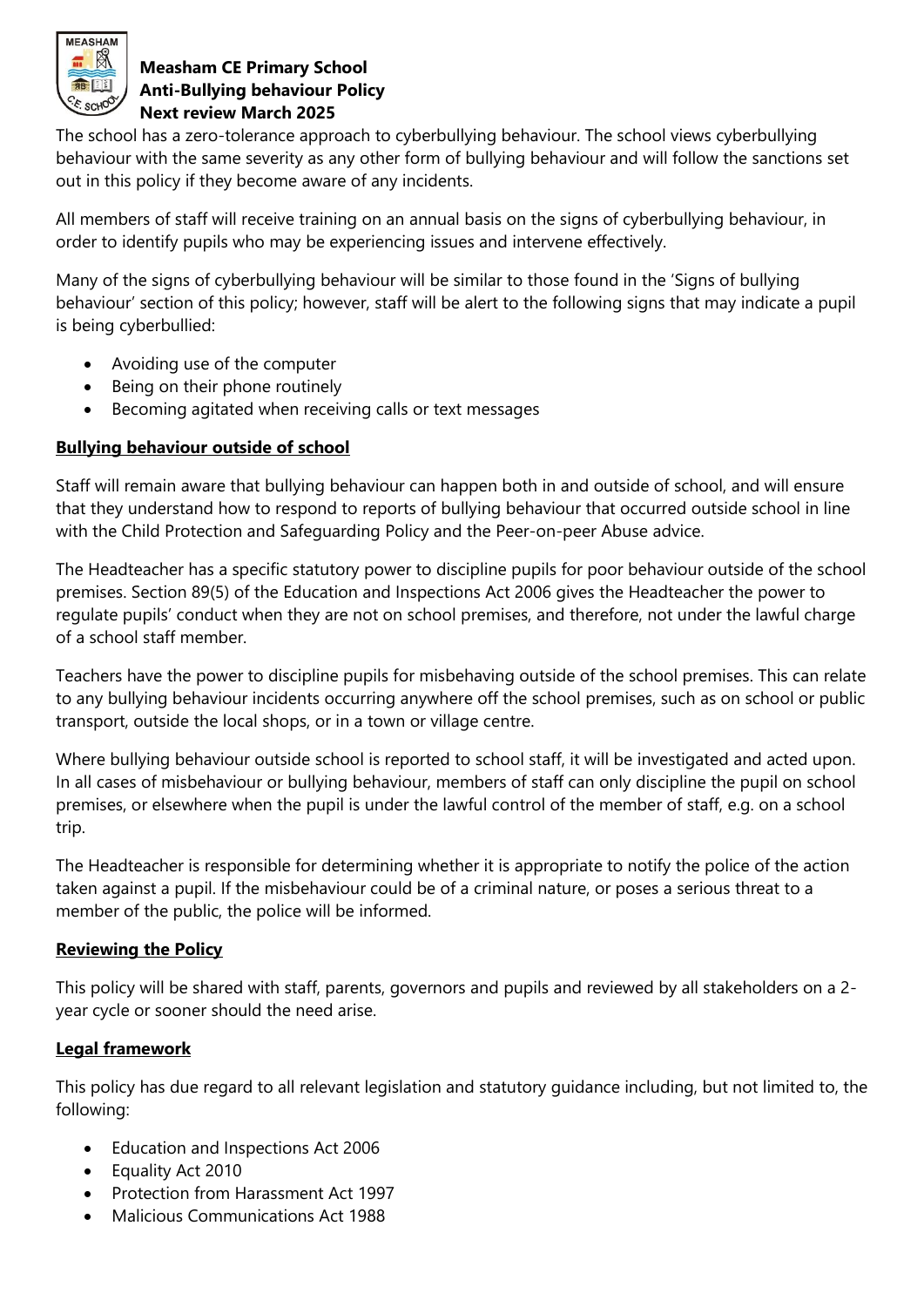The school has a zero-tolerance approach to cyberbullying behaviour. The school views cyberbullying behaviour with the same severity as any other form of bullying behaviour and will follow the sanctions set out in this policy if they become aware of any incidents.

All members of staff will receive training on an annual basis on the signs of cyberbullying behaviour, in order to identify pupils who may be experiencing issues and intervene effectively.

Many of the signs of cyberbullying behaviour will be similar to those found in the 'Signs of bullying behaviour' section of this policy; however, staff will be alert to the following signs that may indicate a pupil is being cyberbullied:

- Avoiding use of the computer
- Being on their phone routinely
- Becoming agitated when receiving calls or text messages

## Bullying behaviour outside of school

Staff will remain aware that bullying behaviour can happen both in and outside of school, and will ensure that they understand how to respond to reports of bullying behaviour that occurred outside school in line with the Child Protection and Safeguarding Policy and the Peer-on-peer Abuse advice.

The Headteacher has a specific statutory power to discipline pupils for poor behaviour outside of the school premises. Section 89(5) of the Education and Inspections Act 2006 gives the Headteacher the power to regulate pupils' conduct when they are not on school premises, and therefore, not under the lawful charge of a school staff member.

Teachers have the power to discipline pupils for misbehaving outside of the school premises. This can relate to any bullying behaviour incidents occurring anywhere off the school premises, such as on school or public transport, outside the local shops, or in a town or village centre.

Where bullying behaviour outside school is reported to school staff, it will be investigated and acted upon. In all cases of misbehaviour or bullying behaviour, members of staff can only discipline the pupil on school premises, or elsewhere when the pupil is under the lawful control of the member of staff, e.g. on a school trip.

The Headteacher is responsible for determining whether it is appropriate to notify the police of the action taken against a pupil. If the misbehaviour could be of a criminal nature, or poses a serious threat to a member of the public, the police will be informed.

## Reviewing the Policy

This policy will be shared with staff, parents, governors and pupils and reviewed by all stakeholders on a 2-year cycle or sooner should the need arise.

## Legal framework

This policy has due regard to all relevant legislation and statutory guidance including, but not limited to, the following:

- Education and Inspections Act 2006
- Equality Act 2010
- Protection from Harassment Act 1997
- Malicious Communications Act 1988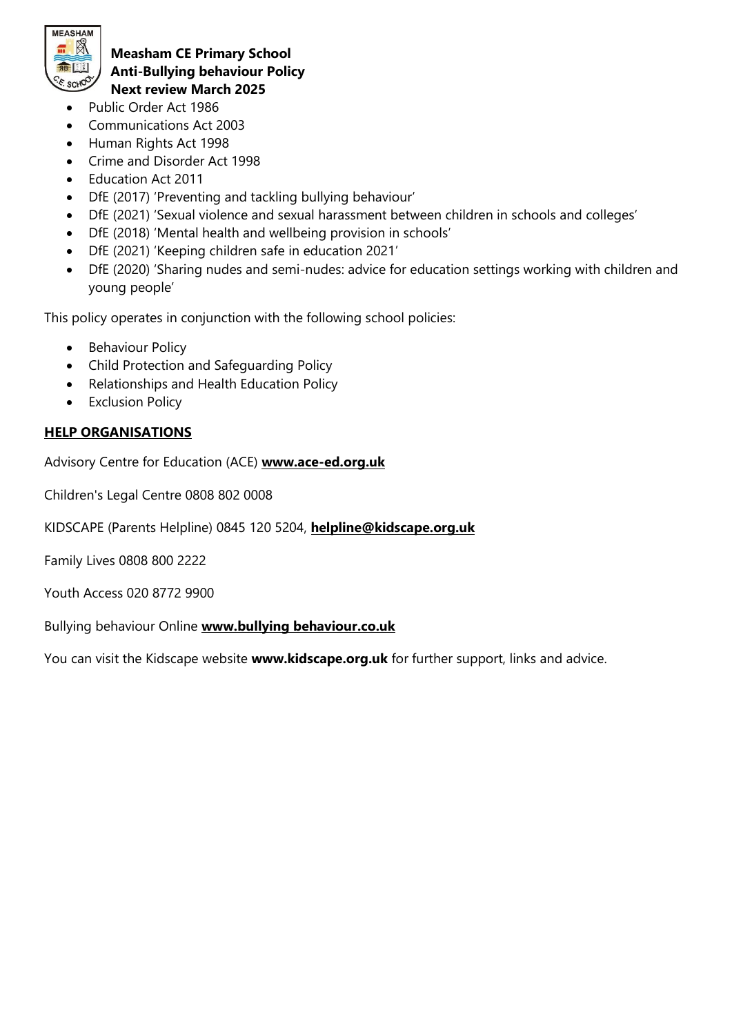- Public Order Act 1986
- Communications Act 2003
- Human Rights Act 1998
- Crime and Disorder Act 1998
- Education Act 2011
- DfE (2017) 'Preventing and tackling bullying behaviour'
- DfE (2021) 'Sexual violence and sexual harassment between children in schools and colleges'
- DfE (2018) 'Mental health and wellbeing provision in schools'
- DfE (2021) 'Keeping children safe in education 2021'
- DfE (2020) 'Sharing nudes and semi-nudes: advice for education settings working with children and young people'

This policy operates in conjunction with the following school policies:

- Behaviour Policy
- Child Protection and Safeguarding Policy
- Relationships and Health Education Policy
- Exclusion Policy

## HELP ORGANISATIONS

Advisory Centre for Education (ACE) **www.ace-ed.org.uk**

Children's Legal Centre 0808 802 0008

KIDSCAPE (Parents Helpline) 0845 120 5204, **helpline@kidscape.org.uk**

Family Lives 0808 800 2222

Youth Access 020 8772 9900

Bullying behaviour Online **www.bullying behaviour.co.uk**

You can visit the Kidscape website **www.kidscape.org.uk** for further support, links and advice.